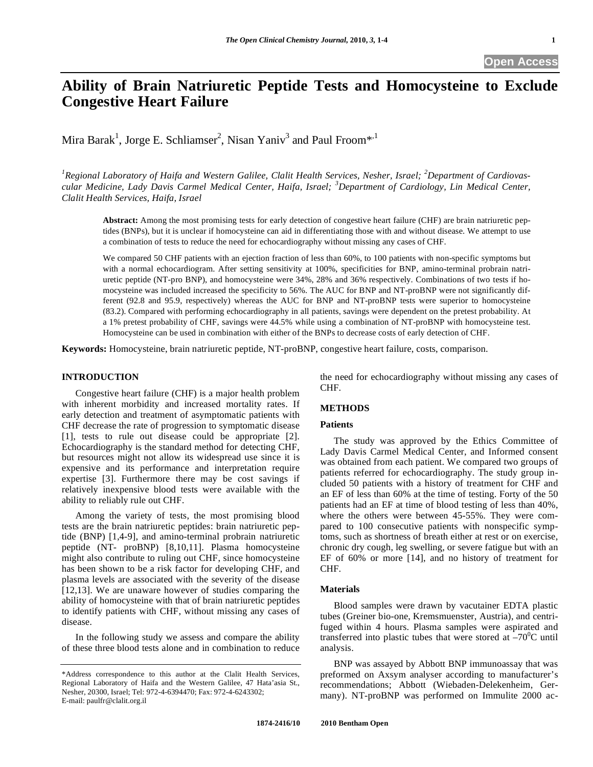# Ability of Brain Natriuretic Peptide Tests and Homocysteine to Exclude Congestive Heart Failure

Mira Barak[1], Jorge E. Schliamser[2], Nisan Yaniv[3] and Paul Froom*[,1]

*[1]Regional Laboratory of Haifa and Western Galilee, Clalit Health Services, Nesher, Israel; [2]Department of Cardiovascular Medicine, Lady Davis Carmel Medical Center, Haifa, Israel; [3]Department of Cardiology, Lin Medical Center, Clalit Health Services, Haifa, Israel*

**Abstract:** Among the most promising tests for early detection of congestive heart failure (CHF) are brain natriuretic peptides (BNPs), but it is unclear if homocysteine can aid in differentiating those with and without disease. We attempt to use a combination of tests to reduce the need for echocardiography without missing any cases of CHF.

We compared 50 CHF patients with an ejection fraction of less than 60%, to 100 patients with non-specific symptoms but with a normal echocardiogram. After setting sensitivity at 100%, specificities for BNP, amino-terminal probrain natriuretic peptide (NT-pro BNP), and homocysteine were 34%, 28% and 36% respectively. Combinations of two tests if homocysteine was included increased the specificity to 56%. The AUC for BNP and NT-proBNP were not significantly different (92.8 and 95.9, respectively) whereas the AUC for BNP and NT-proBNP tests were superior to homocysteine (83.2). Compared with performing echocardiography in all patients, savings were dependent on the pretest probability. At a 1% pretest probability of CHF, savings were 44.5% while using a combination of NT-proBNP with homocysteine test. Homocysteine can be used in combination with either of the BNPs to decrease costs of early detection of CHF.

**Keywords:** Homocysteine, brain natriuretic peptide, NT-proBNP, congestive heart failure, costs, comparison.

## INTRODUCTION

Congestive heart failure (CHF) is a major health problem with inherent morbidity and increased mortality rates. If early detection and treatment of asymptomatic patients with CHF decrease the rate of progression to symptomatic disease [1], tests to rule out disease could be appropriate [2]. Echocardiography is the standard method for detecting CHF, but resources might not allow its widespread use since it is expensive and its performance and interpretation require expertise [3]. Furthermore there may be cost savings if relatively inexpensive blood tests were available with the ability to reliably rule out CHF.

Among the variety of tests, the most promising blood tests are the brain natriuretic peptides: brain natriuretic peptide (BNP) [1,4-9], and amino-terminal probrain natriuretic peptide (NT- proBNP) [8,10,11]. Plasma homocysteine might also contribute to ruling out CHF, since homocysteine has been shown to be a risk factor for developing CHF, and plasma levels are associated with the severity of the disease [12,13]. We are unaware however of studies comparing the ability of homocysteine with that of brain natriuretic peptides to identify patients with CHF, without missing any cases of disease.

In the following study we assess and compare the ability of these three blood tests alone and in combination to reduce the need for echocardiography without missing any cases of CHF.

## METHODS

### Patients

The study was approved by the Ethics Committee of Lady Davis Carmel Medical Center, and Informed consent was obtained from each patient. We compared two groups of patients referred for echocardiography. The study group included 50 patients with a history of treatment for CHF and an EF of less than 60% at the time of testing. Forty of the 50 patients had an EF at time of blood testing of less than 40%, where the others were between 45-55%. They were compared to 100 consecutive patients with nonspecific symptoms, such as shortness of breath either at rest or on exercise, chronic dry cough, leg swelling, or severe fatigue but with an EF of 60% or more [14], and no history of treatment for CHF.

### Materials

Blood samples were drawn by vacutainer EDTA plastic tubes (Greiner bio-one, Kremsmuenster, Austria), and centrifuged within 4 hours. Plasma samples were aspirated and transferred into plastic tubes that were stored at $-70^0$C until analysis.

BNP was assayed by Abbott BNP immunoassay that was preformed on Axsym analyser according to manufacturer's recommendations; Abbott (Wiebaden-Delekenheim, Germany). NT-proBNP was performed on Immulite 2000 ac-

*Address correspondence to this author at the Clalit Health Services, Regional Laboratory of Haifa and the Western Galilee, 47 Hata'asia St., Nesher, 20300, Israel; Tel: 972-4-6394470; Fax: 972-4-6243302; E-mail: paulfr@clalit.org.il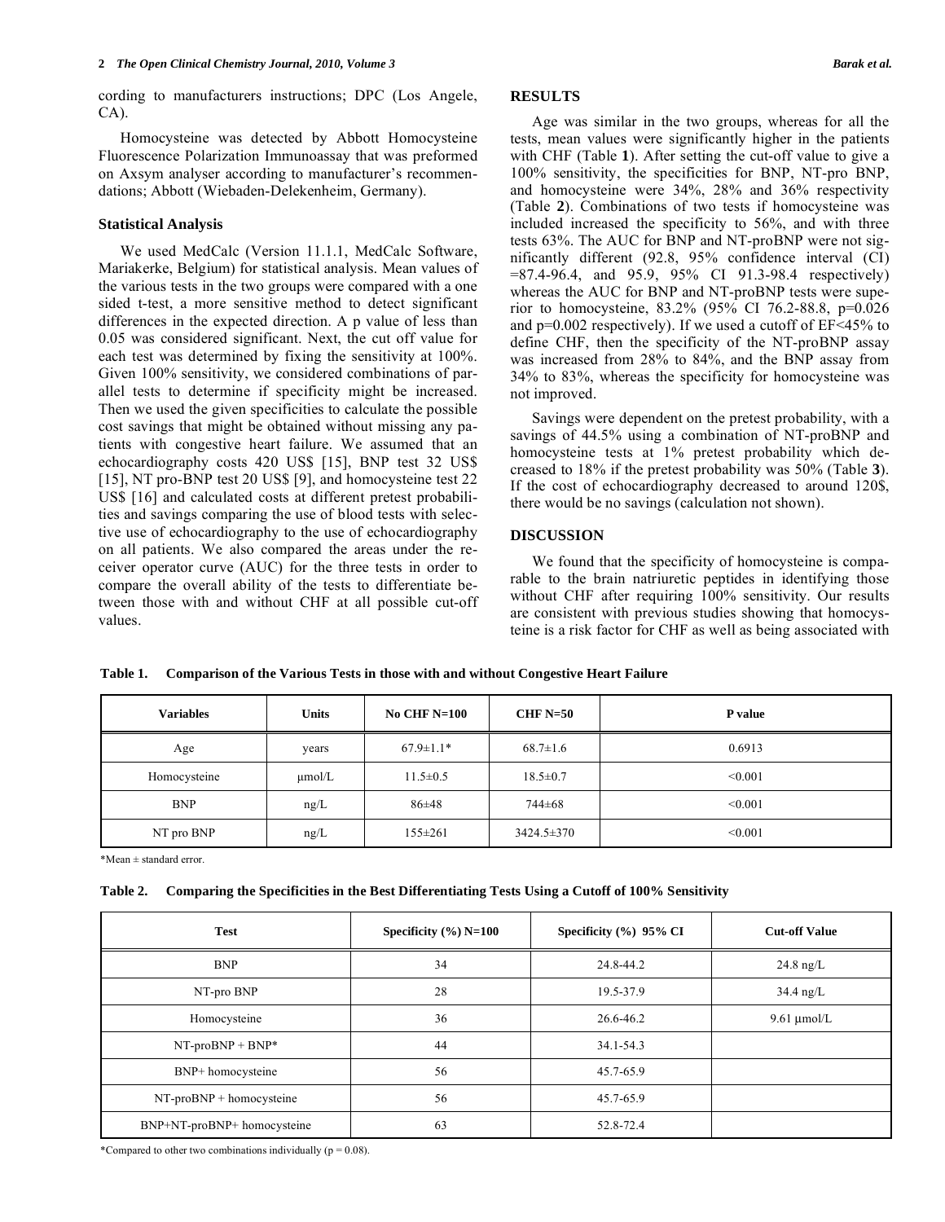cording to manufacturers instructions; DPC (Los Angele, CA).

Homocysteine was detected by Abbott Homocysteine Fluorescence Polarization Immunoassay that was preformed on Axsym analyser according to manufacturer's recommendations; Abbott (Wiebaden-Delekenheim, Germany).

### Statistical Analysis

We used MedCalc (Version 11.1.1, MedCalc Software, Mariakerke, Belgium) for statistical analysis. Mean values of the various tests in the two groups were compared with a one sided t-test, a more sensitive method to detect significant differences in the expected direction. A p value of less than 0.05 was considered significant. Next, the cut off value for each test was determined by fixing the sensitivity at 100%. Given 100% sensitivity, we considered combinations of parallel tests to determine if specificity might be increased. Then we used the given specificities to calculate the possible cost savings that might be obtained without missing any patients with congestive heart failure. We assumed that an echocardiography costs 420 US$ [15], BNP test 32 US$ [15], NT pro-BNP test 20 US$ [9], and homocysteine test 22 US$ [16] and calculated costs at different pretest probabilities and savings comparing the use of blood tests with selective use of echocardiography to the use of echocardiography on all patients. We also compared the areas under the receiver operator curve (AUC) for the three tests in order to compare the overall ability of the tests to differentiate between those with and without CHF at all possible cut-off values.

## RESULTS

Age was similar in the two groups, whereas for all the tests, mean values were significantly higher in the patients with CHF (Table **1**). After setting the cut-off value to give a 100% sensitivity, the specificities for BNP, NT-pro BNP, and homocysteine were 34%, 28% and 36% respectivity (Table **2**). Combinations of two tests if homocysteine was included increased the specificity to 56%, and with three tests 63%. The AUC for BNP and NT-proBNP were not significantly different (92.8, 95% confidence interval (CI) =87.4-96.4, and 95.9, 95% CI 91.3-98.4 respectively) whereas the AUC for BNP and NT-proBNP tests were superior to homocysteine, 83.2% (95% CI 76.2-88.8, p=0.026 and p=0.002 respectively). If we used a cutoff of EF<45% to define CHF, then the specificity of the NT-proBNP assay was increased from 28% to 84%, and the BNP assay from 34% to 83%, whereas the specificity for homocysteine was not improved.

Savings were dependent on the pretest probability, with a savings of 44.5% using a combination of NT-proBNP and homocysteine tests at 1% pretest probability which decreased to 18% if the pretest probability was 50% (Table **3**). If the cost of echocardiography decreased to around 120$, there would be no savings (calculation not shown).

## DISCUSSION

We found that the specificity of homocysteine is comparable to the brain natriuretic peptides in identifying those without CHF after requiring 100% sensitivity. Our results are consistent with previous studies showing that homocysteine is a risk factor for CHF as well as being associated with

**Table 1. Comparison of the Various Tests in those with and without Congestive Heart Failure**

| Variables | Units | No CHF N=100 | CHF N=50 | P value |
|---|---|---|---|---|
| Age | years | 67.9±1.1* | 68.7±1.6 | 0.6913 |
| Homocysteine | μmol/L | 11.5±0.5 | 18.5±0.7 | <0.001 |
| BNP | ng/L | 86±48 | 744±68 | <0.001 |
| NT pro BNP | ng/L | 155±261 | 3424.5±370 | <0.001 |

*Mean ± standard error.

**Table 2. Comparing the Specificities in the Best Differentiating Tests Using a Cutoff of 100% Sensitivity**

| Test | Specificity (%) N=100 | Specificity (%) 95% CI | Cut-off Value |
|---|---|---|---|
| BNP | 34 | 24.8-44.2 | 24.8 ng/L |
| NT-pro BNP | 28 | 19.5-37.9 | 34.4 ng/L |
| Homocysteine | 36 | 26.6-46.2 | 9.61 μmol/L |
| NT-proBNP + BNP* | 44 | 34.1-54.3 | |
| BNP+ homocysteine | 56 | 45.7-65.9 | |
| NT-proBNP + homocysteine | 56 | 45.7-65.9 | |
| BNP+NT-proBNP+ homocysteine | 63 | 52.8-72.4 | |

*Compared to other two combinations individually (p = 0.08).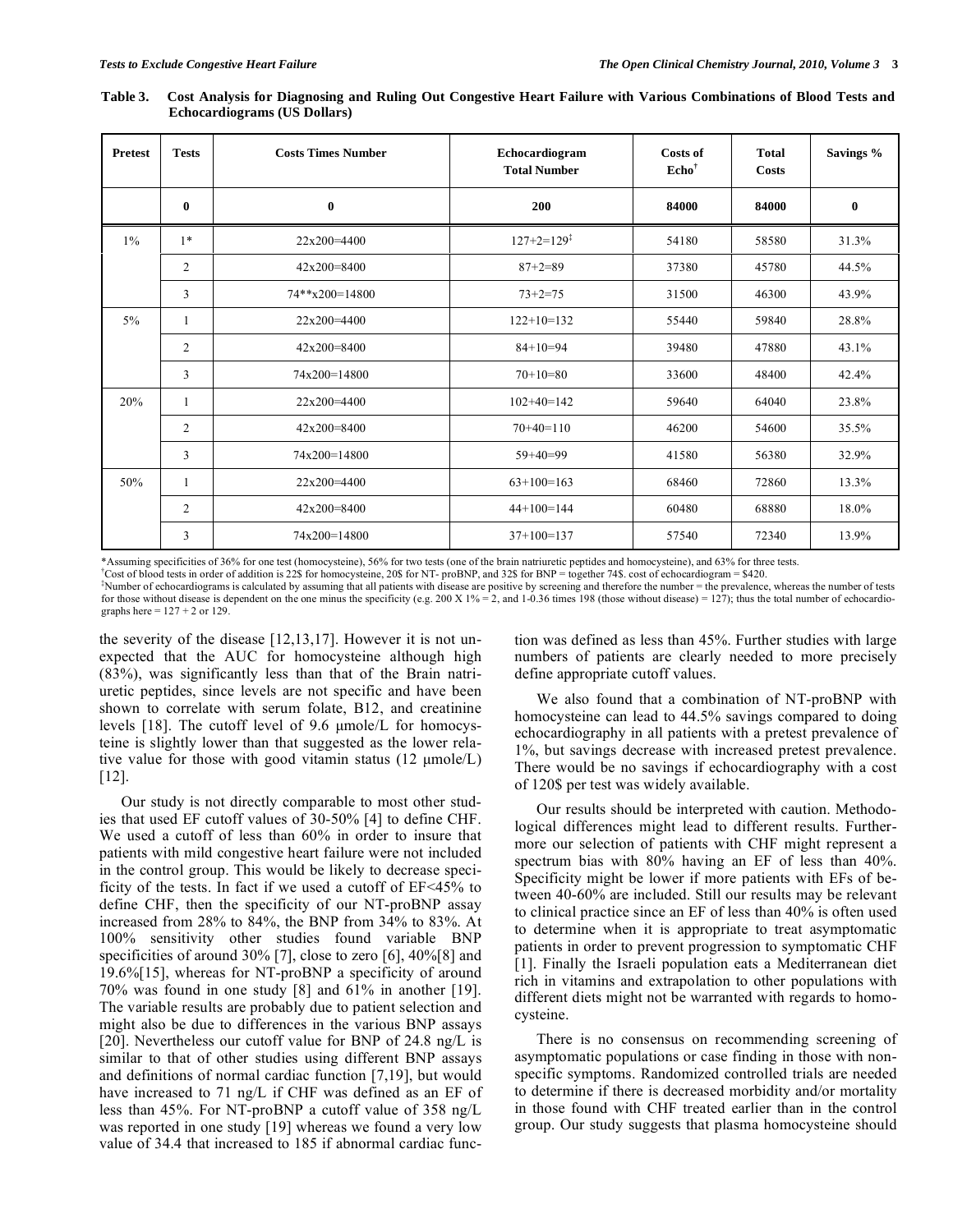**Table 3. Cost Analysis for Diagnosing and Ruling Out Congestive Heart Failure with Various Combinations of Blood Tests and Echocardiograms (US Dollars)**

| Pretest | Tests | Costs Times Number | Echocardiogram Total Number | Costs of Echo[†] | Total Costs | Savings % |
|---|---|---|---|---|---|---|
| | **0** | **0** | **200** | **84000** | **84000** | **0** |
| 1% | 1* | 22x200=4400 | 127+2=129[‡] | 54180 | 58580 | 31.3% |
| | 2 | 42x200=8400 | 87+2=89 | 37380 | 45780 | 44.5% |
| | 3 | 74**x200=14800 | 73+2=75 | 31500 | 46300 | 43.9% |
| 5% | 1 | 22x200=4400 | 122+10=132 | 55440 | 59840 | 28.8% |
| | 2 | 42x200=8400 | 84+10=94 | 39480 | 47880 | 43.1% |
| | 3 | 74x200=14800 | 70+10=80 | 33600 | 48400 | 42.4% |
| 20% | 1 | 22x200=4400 | 102+40=142 | 59640 | 64040 | 23.8% |
| | 2 | 42x200=8400 | 70+40=110 | 46200 | 54600 | 35.5% |
| | 3 | 74x200=14800 | 59+40=99 | 41580 | 56380 | 32.9% |
| 50% | 1 | 22x200=4400 | 63+100=163 | 68460 | 72860 | 13.3% |
| | 2 | 42x200=8400 | 44+100=144 | 60480 | 68880 | 18.0% |
| | 3 | 74x200=14800 | 37+100=137 | 57540 | 72340 | 13.9% |

*Assuming specificities of 36% for one test (homocysteine), 56% for two tests (one of the brain natriuretic peptides and homocysteine), and 63% for three tests.
[†]Cost of blood tests in order of addition is 22$ for homocysteine, 20$ for NT- proBNP, and 32$ for BNP = together 74$. cost of echocardiogram = $420.
[‡]Number of echocardiograms is calculated by assuming that all patients with disease are positive by screening and therefore the number = the prevalence, whereas the number of tests for those without disease is dependent on the one minus the specificity (e.g. 200 X 1% = 2, and 1-0.36 times 198 (those without disease) = 127); thus the total number of echocardiographs here = 127 + 2 or 129.

the severity of the disease [12,13,17]. However it is not unexpected that the AUC for homocysteine although high (83%), was significantly less than that of the Brain natriuretic peptides, since levels are not specific and have been shown to correlate with serum folate, B12, and creatinine levels [18]. The cutoff level of 9.6 µmole/L for homocysteine is slightly lower than that suggested as the lower relative value for those with good vitamin status (12 µmole/L) [12].

Our study is not directly comparable to most other studies that used EF cutoff values of 30-50% [4] to define CHF. We used a cutoff of less than 60% in order to insure that patients with mild congestive heart failure were not included in the control group. This would be likely to decrease specificity of the tests. In fact if we used a cutoff of EF<45% to define CHF, then the specificity of our NT-proBNP assay increased from 28% to 84%, the BNP from 34% to 83%. At 100% sensitivity other studies found variable BNP specificities of around 30% [7], close to zero [6], 40%[8] and 19.6%[15], whereas for NT-proBNP a specificity of around 70% was found in one study [8] and 61% in another [19]. The variable results are probably due to patient selection and might also be due to differences in the various BNP assays [20]. Nevertheless our cutoff value for BNP of 24.8 ng/L is similar to that of other studies using different BNP assays and definitions of normal cardiac function [7,19], but would have increased to 71 ng/L if CHF was defined as an EF of less than 45%. For NT-proBNP a cutoff value of 358 ng/L was reported in one study [19] whereas we found a very low value of 34.4 that increased to 185 if abnormal cardiac function was defined as less than 45%. Further studies with large numbers of patients are clearly needed to more precisely define appropriate cutoff values.

We also found that a combination of NT-proBNP with homocysteine can lead to 44.5% savings compared to doing echocardiography in all patients with a pretest prevalence of 1%, but savings decrease with increased pretest prevalence. There would be no savings if echocardiography with a cost of 120$ per test was widely available.

Our results should be interpreted with caution. Methodological differences might lead to different results. Furthermore our selection of patients with CHF might represent a spectrum bias with 80% having an EF of less than 40%. Specificity might be lower if more patients with EFs of between 40-60% are included. Still our results may be relevant to clinical practice since an EF of less than 40% is often used to determine when it is appropriate to treat asymptomatic patients in order to prevent progression to symptomatic CHF [1]. Finally the Israeli population eats a Mediterranean diet rich in vitamins and extrapolation to other populations with different diets might not be warranted with regards to homocysteine.

There is no consensus on recommending screening of asymptomatic populations or case finding in those with nonspecific symptoms. Randomized controlled trials are needed to determine if there is decreased morbidity and/or mortality in those found with CHF treated earlier than in the control group. Our study suggests that plasma homocysteine should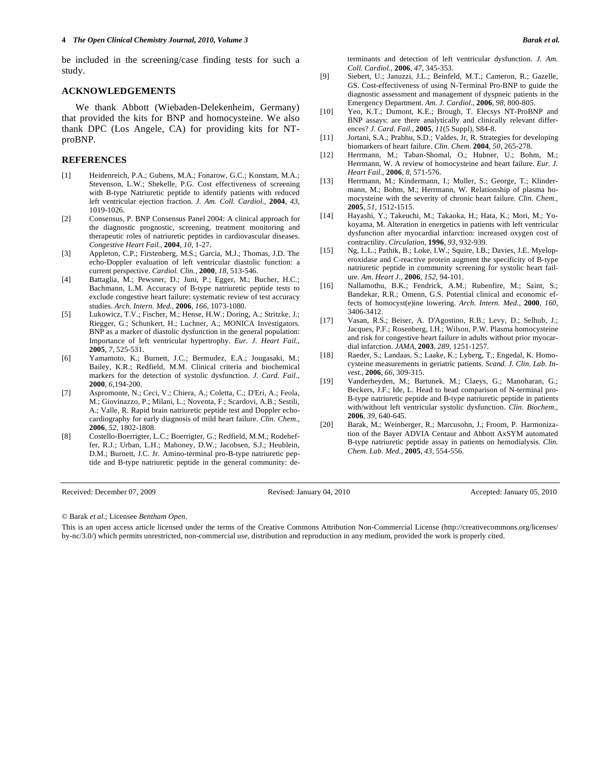be included in the screening/case finding tests for such a study.

## ACKNOWLEDGEMENTS

We thank Abbott (Wiebaden-Delekenheim, Germany) that provided the kits for BNP and homocysteine. We also thank DPC (Los Angele, CA) for providing kits for NT-proBNP.

## REFERENCES

[1] Heidenreich, P.A.; Gubens, M.A.; Fonarow, G.C.; Konstam, M.A.; Stevenson, L.W.; Shekelle, P.G. Cost effectiveness of screening with B-type Natriuretic peptide to identify patients with reduced left ventricular ejection fraction. *J. Am. Coll. Cardiol*., **2004**, *43*, 1019-1026.

[2] Consensus, P. BNP Consensus Panel 2004: A clinical approach for the diagnostic prognostic, screening, treatment monitoring and therapeutic roles of natriuretic peptides in cardiovascular diseases. *Congestive Heart Fail.*, **2004**, *10*, 1-27.

[3] Appleton, C.P.; Firstenberg, M.S.; Garcia, M.J.; Thomas, J.D. The echo-Doppler evaluation of left ventricular diastolic function: a current perspective. *Cardiol. Clin.*, **2000**, *18*, 513-546.

[4] Battaglia, M.; Pewsner, D.; Juni, P.; Egger, M.; Bucher, H.C.; Bachmann, L.M. Accuracy of B-type natriuretic peptide tests to exclude congestive heart failure: systematic review of test accuracy studies. *Arch. Intern. Med.*, **2006**, *166*, 1073-1080.

[5] Lukowicz, T.V.; Fischer, M.; Hense, H.W.; Doring, A.; Stritzke, J.; Riegger, G.; Schunkert, H.; Luchner, A.; MONICA Investigators. BNP as a marker of diastolic dysfunction in the general population: Importance of left ventricular hypertrophy. *Eur. J. Heart Fail.*, **2005**, *7*, 525-531.

[6] Yamamoto, K.; Burnett, J.C.; Bermudez, E.A.; Jougasaki, M.; Bailey, K.R.; Redfield, M.M. Clinical criteria and biochemical markers for the detection of systolic dysfunction. *J. Card. Fail.*, **2000**, *6*,194-200.

[7] Aspromonte, N.; Ceci, V.; Chiera, A.; Coletta, C.; D'Eri, A.; Feola, M.; Giovinazzo, P.; Milani, L.; Noventa, F.; Scardovi, A.B.; Sestili, A.; Valle, R. Rapid brain natriuretic peptide test and Doppler echocardiography for early diagnosis of mild heart failure. *Clin. Chem.*, **2006**, *52*, 1802-1808.

[8] Costello-Boerrigter, L.C.; Boerrigter, G.; Redfield, M.M.; Rodeheffer, R.J.; Urban, L.H.; Mahoney, D.W.; Jacobsen, S.J.; Heublein, D.M.; Burnett, J.C. Jr. Amino-terminal pro-B-type natriuretic peptide and B-type natriuretic peptide in the general community: determinants and detection of left ventricular dysfunction. *J. Am. Coll. Cardiol.*, **2006**, *47*, 345-353.

[9] Siebert, U.; Januzzi, J.L.; Beinfeld, M.T.; Cameron, R.; Gazelle, GS. Cost-effectiveness of using N-Terminal Pro-BNP to guide the diagnostic assessment and management of dyspneic patients in the Emergency Department. *Am. J. Cardiol*., **2006**, *98*, 800-805.

[10] Yeo, K.T.; Dumont, K.E.; Brough, T. Elecsys NT-ProBNP and BNP assays: are there analytically and clinically relevant differences? *J. Card. Fail.*, **2005**, *11*(5 Suppl), S84-8.

[11] Jortani, S.A.; Prabhu, S.D.; Valdes, Jr, R. Strategies for developing biomarkers of heart failure. *Clin. Chem*. **2004**, *50*, 265-278.

[12] Herrmann, M.; Taban-Shomal, O.; Hubner, U.; Bohm, M.; Herrmann, W. A review of homocysteine and heart failure. *Eur. J. Heart Fail*., **2006**, *8*, 571-576.

[13] Herrmann, M.; Kindermann, I.; Muller, S.; George, T.; Kindermann, M.; Bohm, M.; Herrmann, W. Relationship of plasma homocysteine with the severity of chronic heart failure. *Clin. Chem.*, **2005**, *51*, 1512-1515.

[14] Hayashi, Y.; Takeuchi, M.; Takaoka, H.; Hata, K.; Mori, M.; Yokoyama, M. Alteration in energetics in patients with left ventricular dysfunction after myocardial infarction: increased oxygen cost of contractility. *Circulation*, **1996**, *93*, 932-939.

[15] Ng, L.L.; Pathik, B.; Loke, I.W.; Squire, I.B.; Davies, J.E. Myeloperoxidase and C-reactive protein augment the specificity of B-type natriuretic peptide in community screening for systolic heart failure. *Am. Heart J*., **2006**, *152*, 94-101.

[16] Nallamothu, B.K.; Fendrick, A.M.; Rubenfire, M.; Saint, S.; Bandekar, R.R.; Omenn, G.S. Potential clinical and economic effects of homocyst(e)ine lowering. *Arch. Intern. Med.*, **2000**, *160*, 3406-3412.

[17] Vasan, R.S.; Beiser, A. D'Agostino, R.B.; Levy, D.; Selhub, J.; Jacques, P.F.; Rosenberg, I.H.; Wilson, P.W. Plasma homocysteine and risk for congestive heart failure in adults without prior myocardial infarction. *JAMA*, **2003**, *289*, 1251-1257.

[18] Raeder, S.; Landaas, S.; Laake, K.; Lyberg, T.; Engedal, K. Homocysteine measurements in geriatric patients. *Scand. J. Clin. Lab. Invest.*, **2006**, *66*, 309-315.

[19] Vanderheyden, M.; Bartunek. M.; Claeys, G.; Manoharan, G.; Beckers, J.F.; Ide, L. Head to head comparison of N-terminal pro-B-type natriuretic peptide and B-type natriuretic peptide in patients with/without left ventricular systolic dysfunction. *Clin. Biochem.*, **2006**, *39*, 640-645.

[20] Barak, M.; Weinberger, R.; Marcusohn, J.; Froom, P. Harmonization of the Bayer ADVIA Centaur and Abbott AxSYM automated B-type natriuretic peptide assay in patients on hemodialysis. *Clin. Chem. Lab. Med.*, **2005**, *43*, 554-556.

Received: December 07, 2009 Revised: January 04, 2010 Accepted: January 05, 2010

© Barak *et al*.; Licensee *Bentham Open*.

This is an open access article licensed under the terms of the Creative Commons Attribution Non-Commercial License (http://creativecommons.org/licenses/by-nc/3.0/) which permits unrestricted, non-commercial use, distribution and reproduction in any medium, provided the work is properly cited.